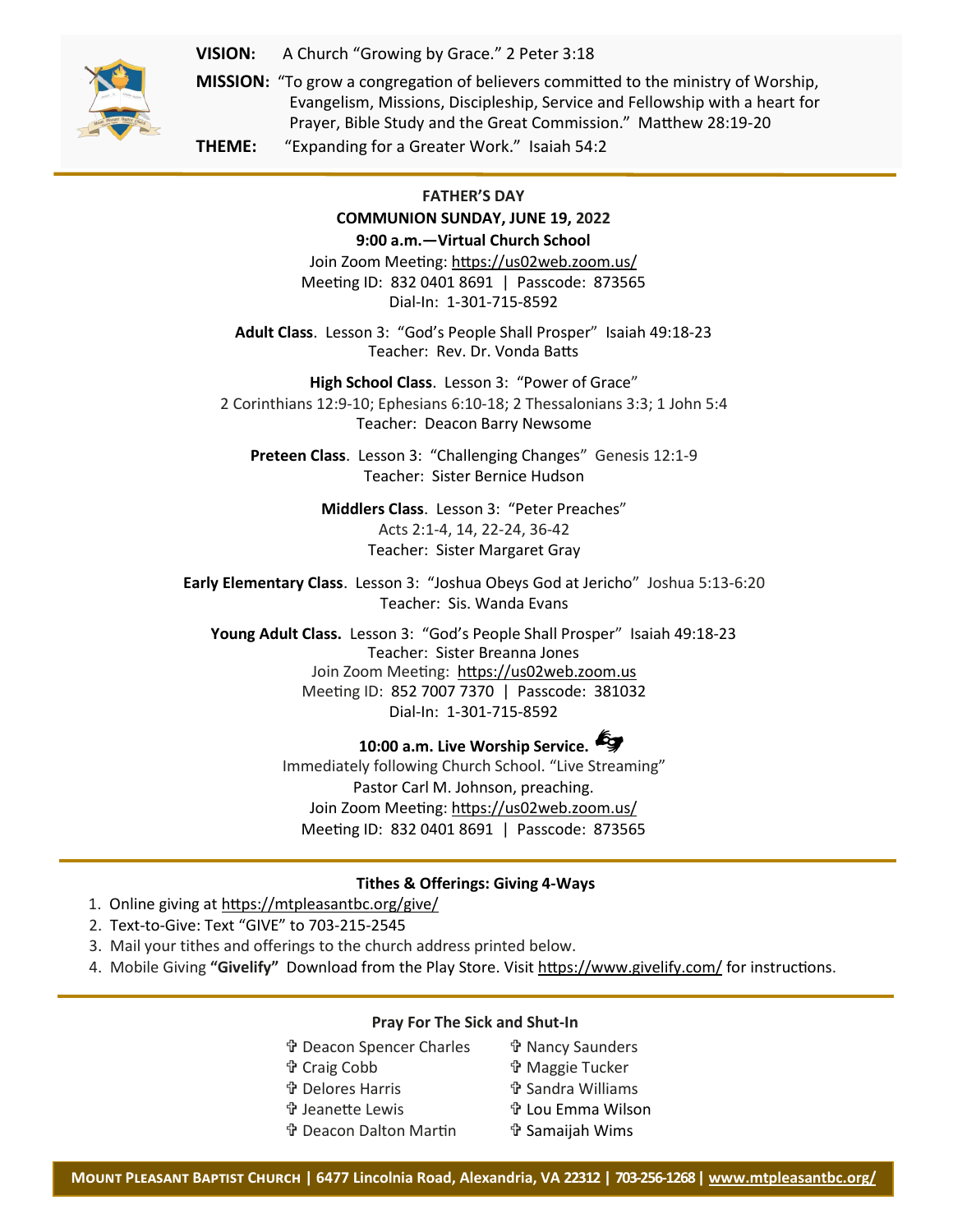**VISION:** A Church "Growing by Grace." 2 Peter 3:18

**MISSION:** "To grow a congregation of believers committed to the ministry of Worship, Evangelism, Missions, Discipleship, Service and Fellowship with a heart for Prayer, Bible Study and the Great Commission." Matthew 28:19-20

**THEME:** "Expanding for a Greater Work." Isaiah 54:2

---

**FATHER'S DAY**

**COMMUNION SUNDAY, JUNE 19, 2022**

**9:00 a.m.—Virtual Church School**

Join Zoom Meeting: https://us02web.zoom.us/
Meeting ID: 832 0401 8691 | Passcode: 873565
Dial-In: 1-301-715-8592

**Adult Class**. Lesson 3: "God's People Shall Prosper" Isaiah 49:18-23
Teacher: Rev. Dr. Vonda Batts

**High School Class**. Lesson 3: "Power of Grace"
2 Corinthians 12:9-10; Ephesians 6:10-18; 2 Thessalonians 3:3; 1 John 5:4
Teacher: Deacon Barry Newsome

**Preteen Class**. Lesson 3: "Challenging Changes" Genesis 12:1-9
Teacher: Sister Bernice Hudson

**Middlers Class**. Lesson 3: "Peter Preaches"
Acts 2:1-4, 14, 22-24, 36-42
Teacher: Sister Margaret Gray

**Early Elementary Class**. Lesson 3: "Joshua Obeys God at Jericho" Joshua 5:13-6:20
Teacher: Sis. Wanda Evans

**Young Adult Class.** Lesson 3: "God's People Shall Prosper" Isaiah 49:18-23
Teacher: Sister Breanna Jones
Join Zoom Meeting: https://us02web.zoom.us
Meeting ID: 852 7007 7370 | Passcode: 381032
Dial-In: 1-301-715-8592

**10:00 a.m. Live Worship Service.**

Immediately following Church School. "Live Streaming"
Pastor Carl M. Johnson, preaching.
Join Zoom Meeting: https://us02web.zoom.us/
Meeting ID: 832 0401 8691 | Passcode: 873565

---

**Tithes & Offerings: Giving 4-Ways**

1. Online giving at https://mtpleasantbc.org/give/
2. Text-to-Give: Text "GIVE" to 703-215-2545
3. Mail your tithes and offerings to the church address printed below.
4. Mobile Giving **"Givelify"** Download from the Play Store. Visit https://www.givelify.com/ for instructions.

---

**Pray For The Sick and Shut-In**

- ✞ Deacon Spencer Charles
- ✞ Craig Cobb
- ✞ Delores Harris
- ✞ Jeanette Lewis
- ✞ Deacon Dalton Martin
- ✞ Nancy Saunders
- ✞ Maggie Tucker
- ✞ Sandra Williams
- ✞ Lou Emma Wilson
- ✞ Samaijah Wims

**MOUNT PLEASANT BAPTIST CHURCH | 6477 Lincolnia Road, Alexandria, VA 22312 | 703-256-1268 | www.mtpleasantbc.org/**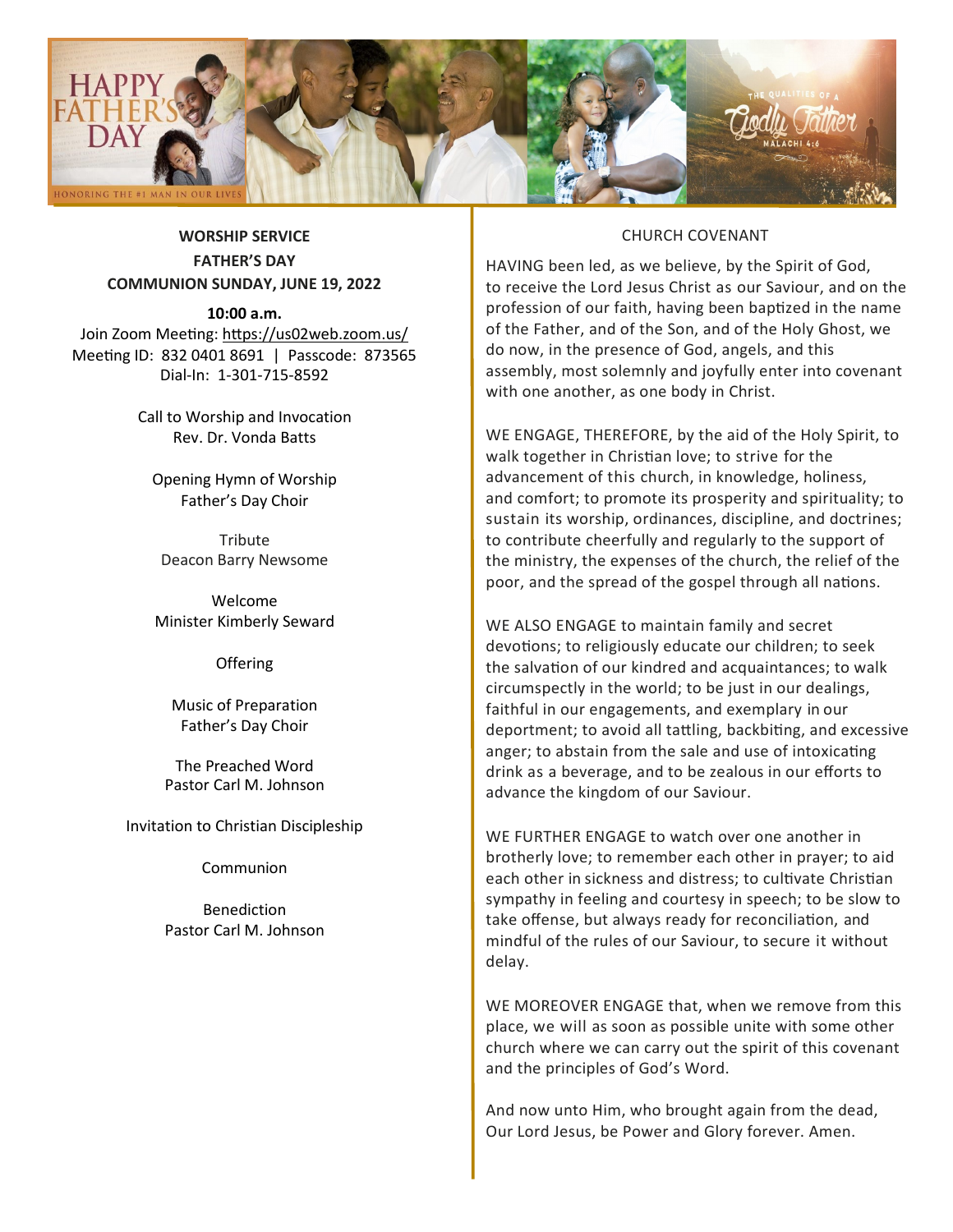**WORSHIP SERVICE**

**FATHER'S DAY**

**COMMUNION SUNDAY, JUNE 19, 2022**

**10:00 a.m.**

Join Zoom Meeting: https://us02web.zoom.us/

Meeting ID: 832 0401 8691 | Passcode: 873565

Dial-In: 1-301-715-8592

Call to Worship and Invocation
Rev. Dr. Vonda Batts

Opening Hymn of Worship
Father's Day Choir

Tribute
Deacon Barry Newsome

Welcome
Minister Kimberly Seward

Offering

Music of Preparation
Father's Day Choir

The Preached Word
Pastor Carl M. Johnson

Invitation to Christian Discipleship

Communion

Benediction
Pastor Carl M. Johnson

CHURCH COVENANT

HAVING been led, as we believe, by the Spirit of God, to receive the Lord Jesus Christ as our Saviour, and on the profession of our faith, having been baptized in the name of the Father, and of the Son, and of the Holy Ghost, we do now, in the presence of God, angels, and this assembly, most solemnly and joyfully enter into covenant with one another, as one body in Christ.

WE ENGAGE, THEREFORE, by the aid of the Holy Spirit, to walk together in Christian love; to strive for the advancement of this church, in knowledge, holiness, and comfort; to promote its prosperity and spirituality; to sustain its worship, ordinances, discipline, and doctrines; to contribute cheerfully and regularly to the support of the ministry, the expenses of the church, the relief of the poor, and the spread of the gospel through all nations.

WE ALSO ENGAGE to maintain family and secret devotions; to religiously educate our children; to seek the salvation of our kindred and acquaintances; to walk circumspectly in the world; to be just in our dealings, faithful in our engagements, and exemplary in our deportment; to avoid all tattling, backbiting, and excessive anger; to abstain from the sale and use of intoxicating drink as a beverage, and to be zealous in our efforts to advance the kingdom of our Saviour.

WE FURTHER ENGAGE to watch over one another in brotherly love; to remember each other in prayer; to aid each other in sickness and distress; to cultivate Christian sympathy in feeling and courtesy in speech; to be slow to take offense, but always ready for reconciliation, and mindful of the rules of our Saviour, to secure it without delay.

WE MOREOVER ENGAGE that, when we remove from this place, we will as soon as possible unite with some other church where we can carry out the spirit of this covenant and the principles of God's Word.

And now unto Him, who brought again from the dead, Our Lord Jesus, be Power and Glory forever. Amen.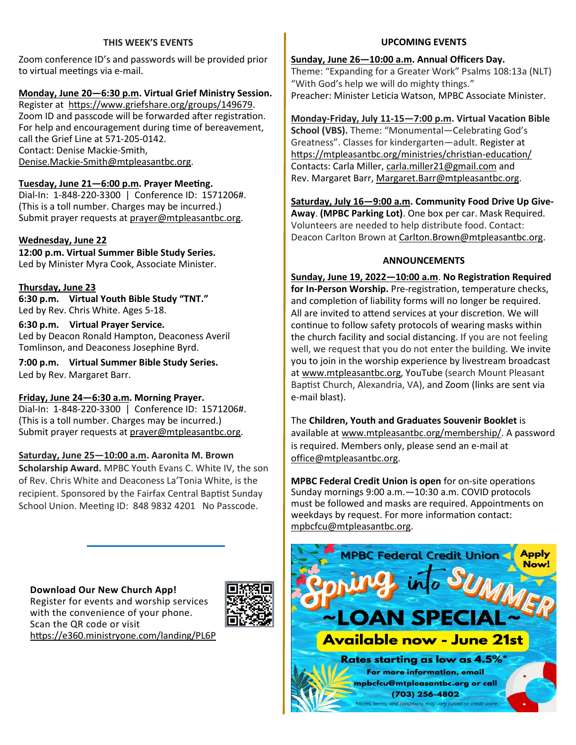## THIS WEEK'S EVENTS

Zoom conference ID's and passwords will be provided prior to virtual meetings via e-mail.

**Monday, June 20—6:30 p.m. Virtual Grief Ministry Session.**
Register at https://www.griefshare.org/groups/149679. Zoom ID and passcode will be forwarded after registration. For help and encouragement during time of bereavement, call the Grief Line at 571-205-0142.
Contact: Denise Mackie-Smith, Denise.Mackie-Smith@mtpleasantbc.org.

**Tuesday, June 21—6:00 p.m. Prayer Meeting.**
Dial-In: 1-848-220-3300 | Conference ID: 1571206#.
(This is a toll number. Charges may be incurred.)
Submit prayer requests at prayer@mtpleasantbc.org.

**Wednesday, June 22**
**12:00 p.m. Virtual Summer Bible Study Series.**
Led by Minister Myra Cook, Associate Minister.

**Thursday, June 23**
**6:30 p.m. Virtual Youth Bible Study "TNT."**
Led by Rev. Chris White. Ages 5-18.

**6:30 p.m. Virtual Prayer Service.**
Led by Deacon Ronald Hampton, Deaconess Averil Tomlinson, and Deaconess Josephine Byrd.

**7:00 p.m. Virtual Summer Bible Study Series.**
Led by Rev. Margaret Barr.

**Friday, June 24—6:30 a.m. Morning Prayer.**
Dial-In: 1-848-220-3300 | Conference ID: 1571206#.
(This is a toll number. Charges may be incurred.)
Submit prayer requests at prayer@mtpleasantbc.org.

**Saturday, June 25—10:00 a.m. Aaronita M. Brown Scholarship Award.** MPBC Youth Evans C. White IV, the son of Rev. Chris White and Deaconess La'Tonia White, is the recipient. Sponsored by the Fairfax Central Baptist Sunday School Union. Meeting ID: 848 9832 4201 No Passcode.

**Download Our New Church App!**
Register for events and worship services with the convenience of your phone.
Scan the QR code or visit
https://e360.ministryone.com/landing/PL6P

## UPCOMING EVENTS

**Sunday, June 26—10:00 a.m. Annual Officers Day.**
Theme: "Expanding for a Greater Work" Psalms 108:13a (NLT) "With God's help we will do mighty things."
Preacher: Minister Leticia Watson, MPBC Associate Minister.

**Monday-Friday, July 11-15—7:00 p.m. Virtual Vacation Bible School (VBS).** Theme: "Monumental—Celebrating God's Greatness". Classes for kindergarten—adult. Register at https://mtpleasantbc.org/ministries/christian-education/
Contacts: Carla Miller, carla.miller21@gmail.com and Rev. Margaret Barr, Margaret.Barr@mtpleasantbc.org.

**Saturday, July 16—9:00 a.m. Community Food Drive Up Give-Away. (MPBC Parking Lot)**. One box per car. Mask Required. Volunteers are needed to help distribute food. Contact: Deacon Carlton Brown at Carlton.Brown@mtpleasantbc.org.

## ANNOUNCEMENTS

**Sunday, June 19, 2022—10:00 a.m. No Registration Required for In-Person Worship.** Pre-registration, temperature checks, and completion of liability forms will no longer be required. All are invited to attend services at your discretion. We will continue to follow safety protocols of wearing masks within the church facility and social distancing. If you are not feeling well, we request that you do not enter the building. We invite you to join in the worship experience by livestream broadcast at www.mtpleasantbc.org, YouTube (search Mount Pleasant Baptist Church, Alexandria, VA), and Zoom (links are sent via e-mail blast).

The **Children, Youth and Graduates Souvenir Booklet** is available at www.mtpleasantbc.org/membership/. A password is required. Members only, please send an e-mail at office@mtpleasantbc.org.

**MPBC Federal Credit Union is open** for on-site operations Sunday mornings 9:00 a.m.—10:30 a.m. COVID protocols must be followed and masks are required. Appointments on weekdays by request. For more information contact: mpbcfcu@mtpleasantbc.org.

MPBC Federal Credit Union
Apply Now!
Spring into Summer
~LOAN SPECIAL~
Available now - June 21st
Rates starting as low as 4.5%*
For more information, email mpbcfcu@mtpleasantbc.org or call (703) 256-4802
*Rates, terms, and conditions may vary based on credit score.